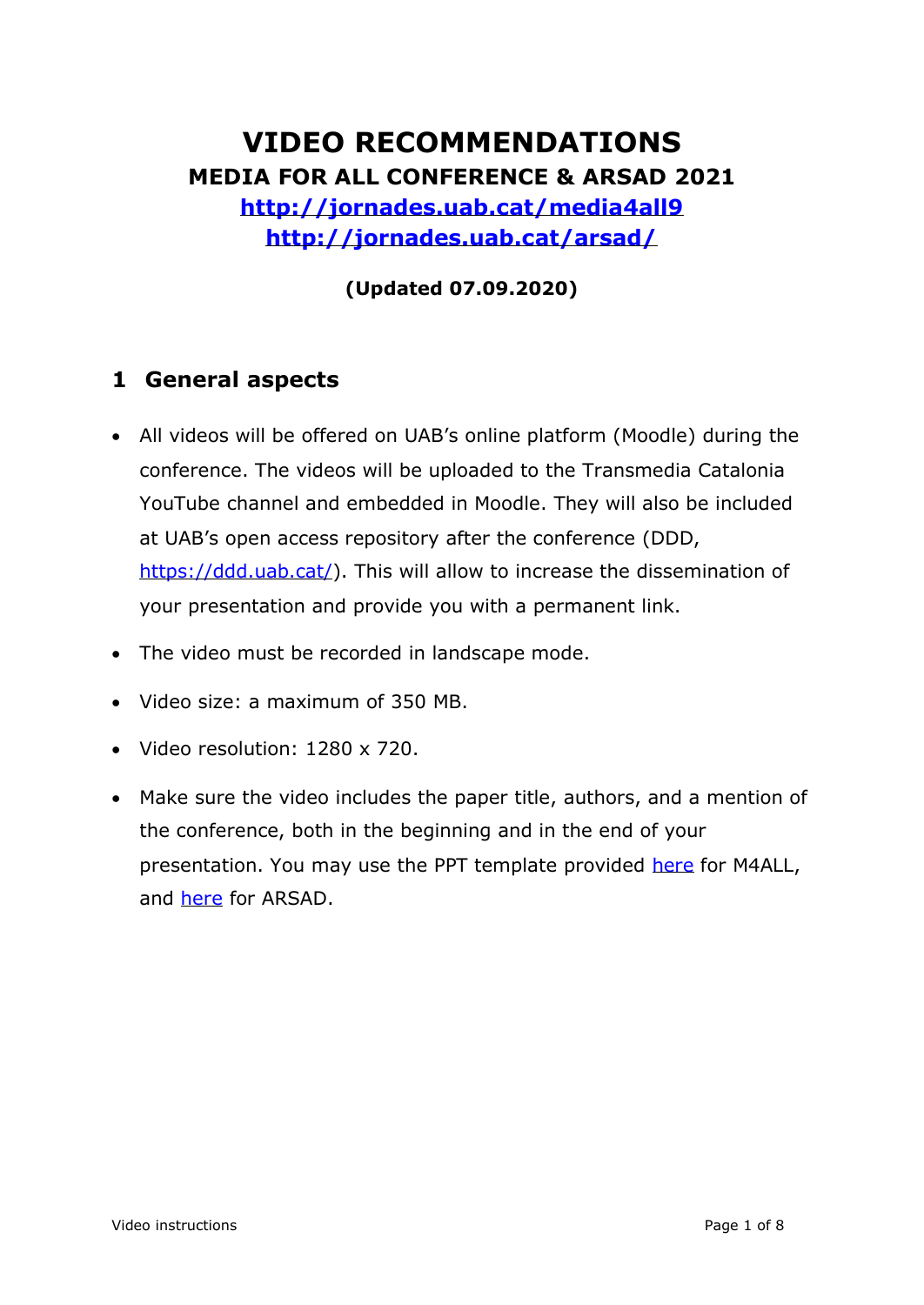# VIDEO RECOMMENDATIONS

## MEDIA FOR ALL CONFERENCE & ARSAD 2021

**[http://jornades.uab.cat/media4all9](http://jornades.uab.cat/media4all9)**

**[http://jornades.uab.cat/arsad/](http://jornades.uab.cat/arsad/)**

**(Updated 07.09.2020)**

## 1 General aspects

- All videos will be offered on UAB's online platform (Moodle) during the conference. The videos will be uploaded to the Transmedia Catalonia YouTube channel and embedded in Moodle. They will also be included at UAB's open access repository after the conference (DDD, [https://ddd.uab.cat/](https://ddd.uab.cat/)). This will allow to increase the dissemination of your presentation and provide you with a permanent link.
- The video must be recorded in landscape mode.
- Video size: a maximum of 350 MB.
- Video resolution: 1280 x 720.
- Make sure the video includes the paper title, authors, and a mention of the conference, both in the beginning and in the end of your presentation. You may use the PPT template provided here for M4ALL, and here for ARSAD.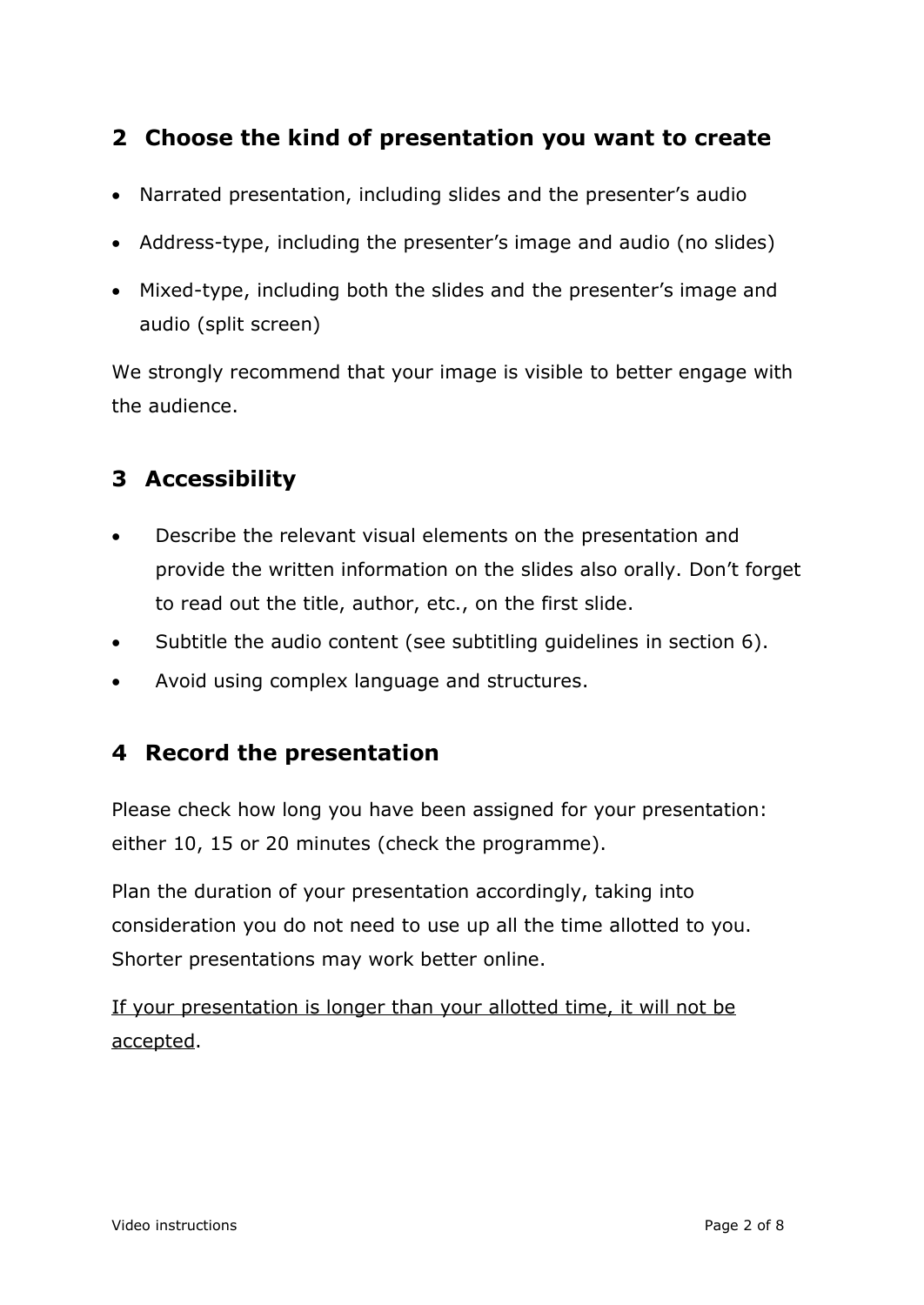## 2 Choose the kind of presentation you want to create

- Narrated presentation, including slides and the presenter's audio
- Address-type, including the presenter's image and audio (no slides)
- Mixed-type, including both the slides and the presenter's image and audio (split screen)

We strongly recommend that your image is visible to better engage with the audience.

## 3 Accessibility

- Describe the relevant visual elements on the presentation and provide the written information on the slides also orally. Don't forget to read out the title, author, etc., on the first slide.
- Subtitle the audio content (see subtitling guidelines in section 6).
- Avoid using complex language and structures.

## 4 Record the presentation

Please check how long you have been assigned for your presentation: either 10, 15 or 20 minutes (check the programme).

Plan the duration of your presentation accordingly, taking into consideration you do not need to use up all the time allotted to you. Shorter presentations may work better online.

<u>If your presentation is longer than your allotted time, it will not be accepted</u>.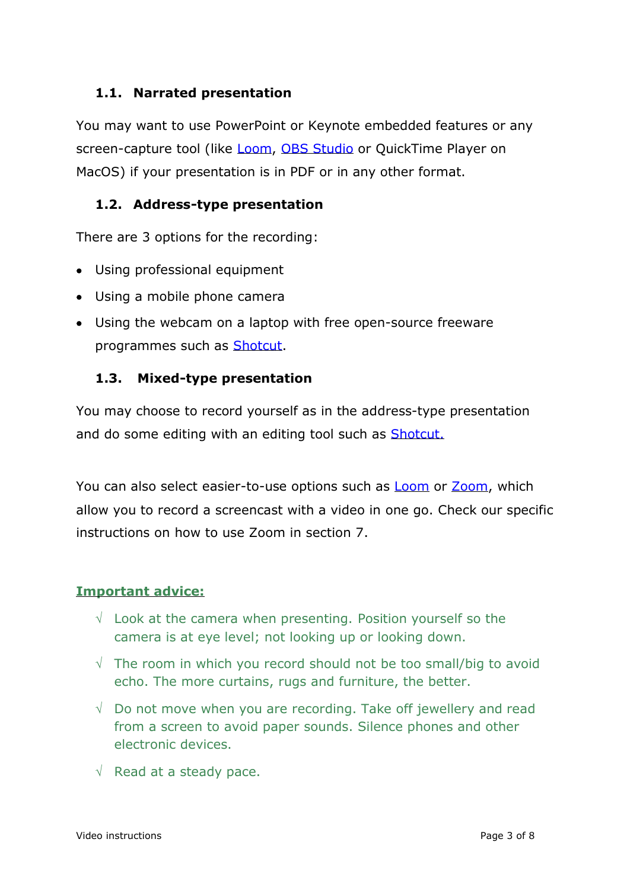### 1.1. Narrated presentation

You may want to use PowerPoint or Keynote embedded features or any screen-capture tool (like Loom, OBS Studio or QuickTime Player on MacOS) if your presentation is in PDF or in any other format.

### 1.2. Address-type presentation

There are 3 options for the recording:

- Using professional equipment
- Using a mobile phone camera
- Using the webcam on a laptop with free open-source freeware programmes such as Shotcut.

### 1.3. Mixed-type presentation

You may choose to record yourself as in the address-type presentation and do some editing with an editing tool such as Shotcut.

You can also select easier-to-use options such as Loom or Zoom, which allow you to record a screencast with a video in one go. Check our specific instructions on how to use Zoom in section 7.

**Important advice:**

- √ Look at the camera when presenting. Position yourself so the camera is at eye level; not looking up or looking down.
- √ The room in which you record should not be too small/big to avoid echo. The more curtains, rugs and furniture, the better.
- √ Do not move when you are recording. Take off jewellery and read from a screen to avoid paper sounds. Silence phones and other electronic devices.
- √ Read at a steady pace.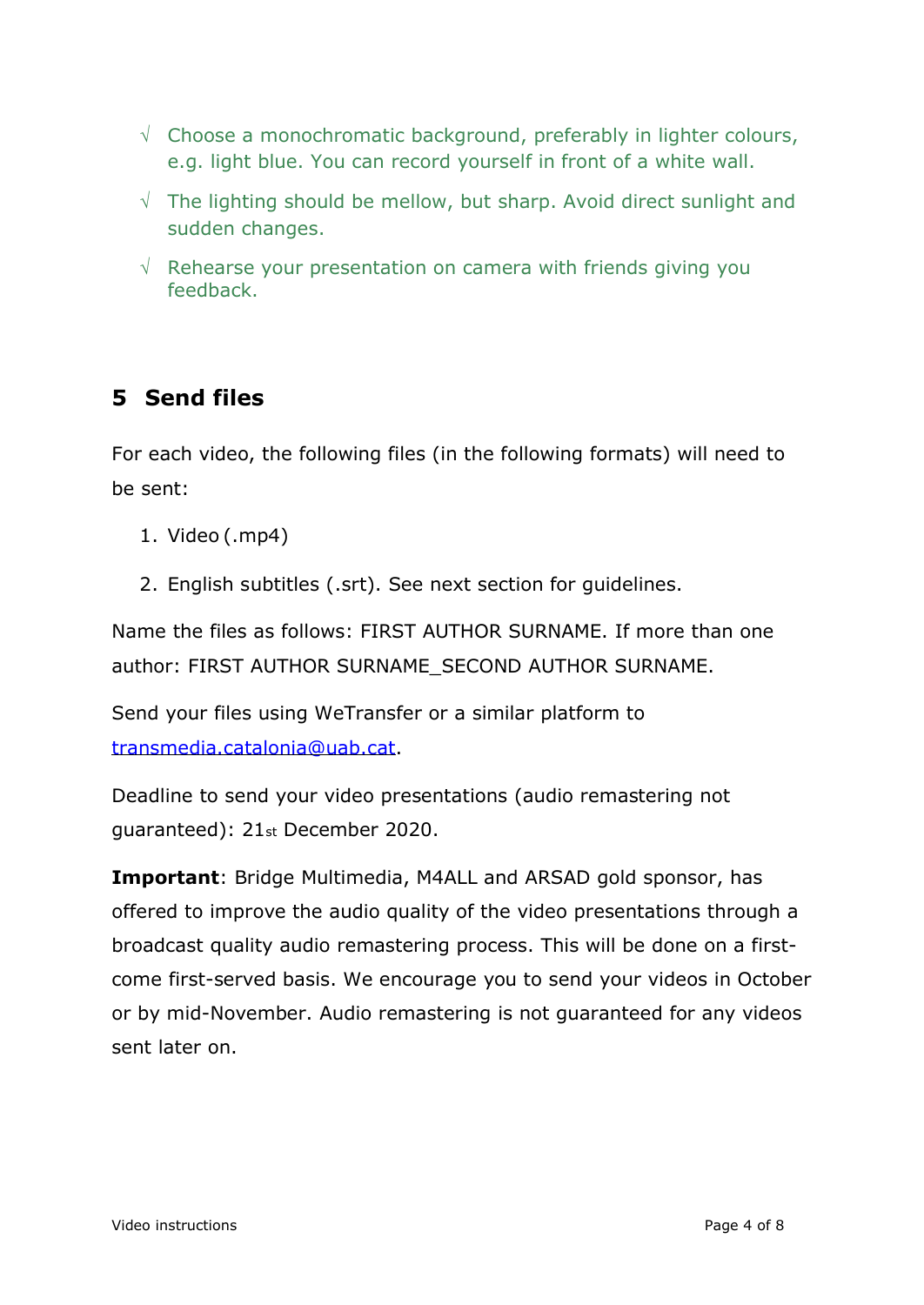- √ Choose a monochromatic background, preferably in lighter colours, e.g. light blue. You can record yourself in front of a white wall.
- √ The lighting should be mellow, but sharp. Avoid direct sunlight and sudden changes.
- √ Rehearse your presentation on camera with friends giving you feedback.

## 5 Send files

For each video, the following files (in the following formats) will need to be sent:

1. Video (.mp4)
2. English subtitles (.srt). See next section for guidelines.

Name the files as follows: FIRST AUTHOR SURNAME. If more than one author: FIRST AUTHOR SURNAME_SECOND AUTHOR SURNAME.

Send your files using WeTransfer or a similar platform to [transmedia.catalonia@uab.cat](mailto:transmedia.catalonia@uab.cat).

Deadline to send your video presentations (audio remastering not guaranteed): 21st December 2020.

**Important**: Bridge Multimedia, M4ALL and ARSAD gold sponsor, has offered to improve the audio quality of the video presentations through a broadcast quality audio remastering process. This will be done on a first-come first-served basis. We encourage you to send your videos in October or by mid-November. Audio remastering is not guaranteed for any videos sent later on.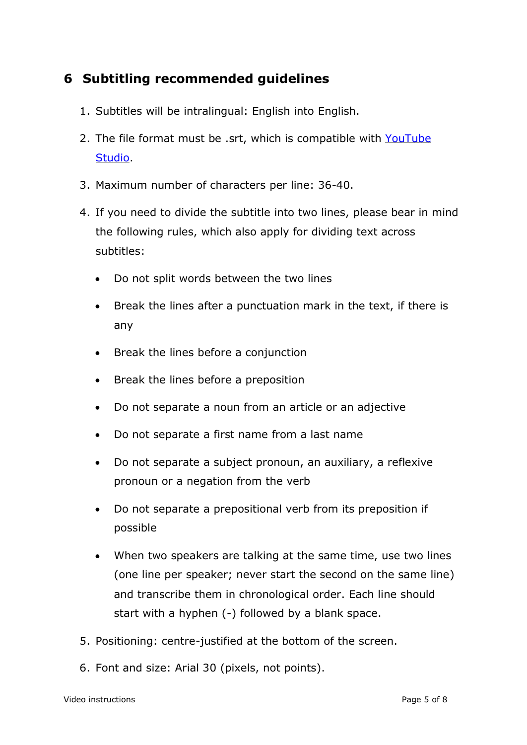## 6 Subtitling recommended guidelines

1. Subtitles will be intralingual: English into English.
2. The file format must be .srt, which is compatible with [YouTube Studio]().
3. Maximum number of characters per line: 36-40.
4. If you need to divide the subtitle into two lines, please bear in mind the following rules, which also apply for dividing text across subtitles:
   - Do not split words between the two lines
   - Break the lines after a punctuation mark in the text, if there is any
   - Break the lines before a conjunction
   - Break the lines before a preposition
   - Do not separate a noun from an article or an adjective
   - Do not separate a first name from a last name
   - Do not separate a subject pronoun, an auxiliary, a reflexive pronoun or a negation from the verb
   - Do not separate a prepositional verb from its preposition if possible
   - When two speakers are talking at the same time, use two lines (one line per speaker; never start the second on the same line) and transcribe them in chronological order. Each line should start with a hyphen (-) followed by a blank space.
5. Positioning: centre-justified at the bottom of the screen.
6. Font and size: Arial 30 (pixels, not points).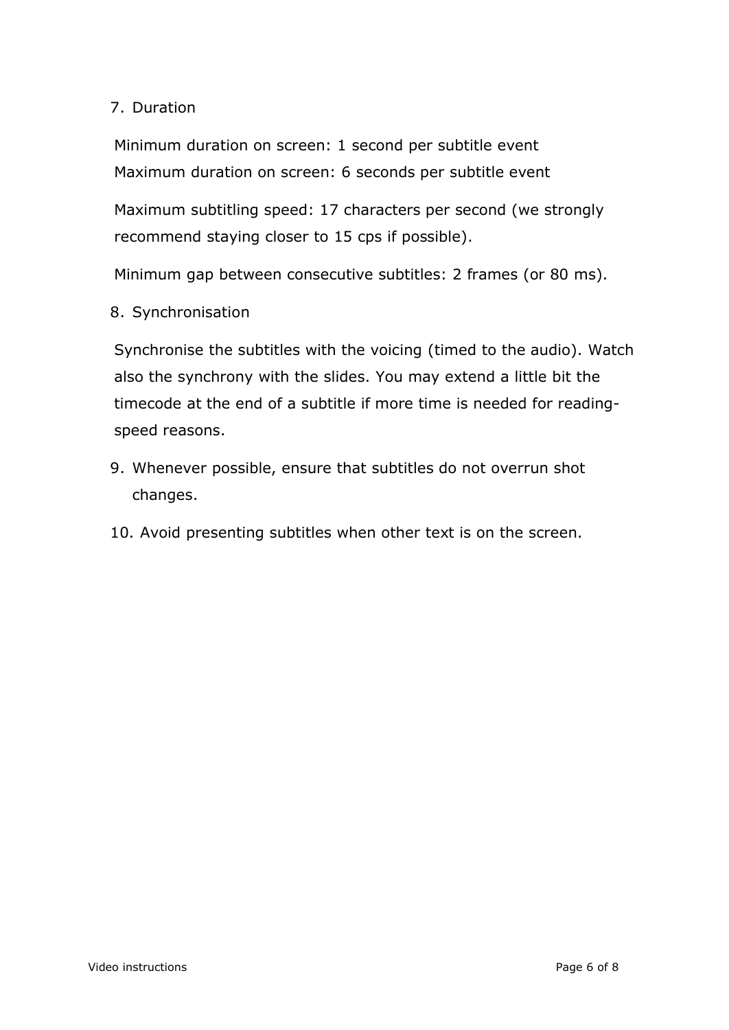7. Duration

   Minimum duration on screen: 1 second per subtitle event
   Maximum duration on screen: 6 seconds per subtitle event

   Maximum subtitling speed: 17 characters per second (we strongly recommend staying closer to 15 cps if possible).

   Minimum gap between consecutive subtitles: 2 frames (or 80 ms).

8. Synchronisation

   Synchronise the subtitles with the voicing (timed to the audio). Watch also the synchrony with the slides. You may extend a little bit the timecode at the end of a subtitle if more time is needed for reading-speed reasons.

9. Whenever possible, ensure that subtitles do not overrun shot changes.

10. Avoid presenting subtitles when other text is on the screen.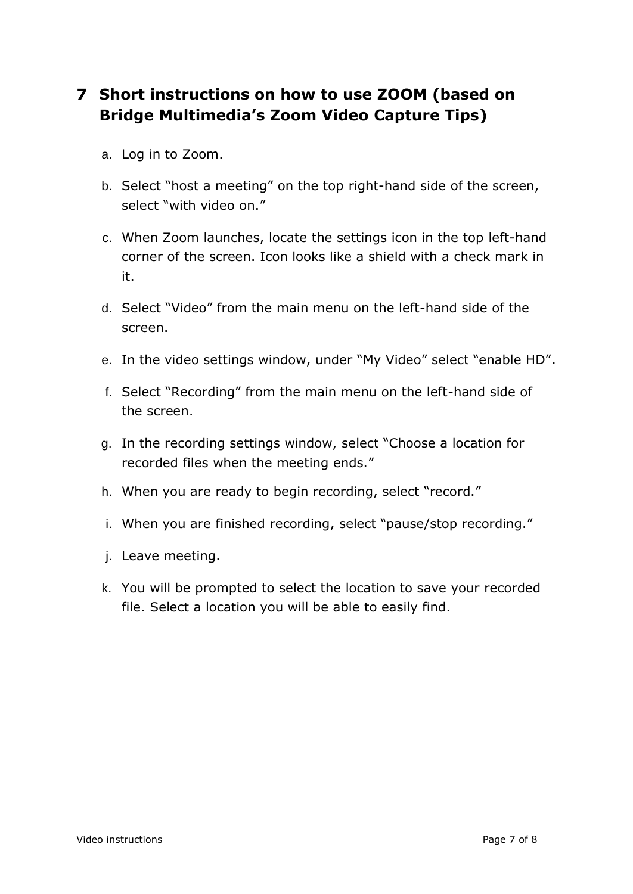## 7 Short instructions on how to use ZOOM (based on Bridge Multimedia's Zoom Video Capture Tips)

a. Log in to Zoom.

b. Select "host a meeting" on the top right-hand side of the screen, select "with video on."

c. When Zoom launches, locate the settings icon in the top left-hand corner of the screen. Icon looks like a shield with a check mark in it.

d. Select "Video" from the main menu on the left-hand side of the screen.

e. In the video settings window, under "My Video" select "enable HD".

f. Select "Recording" from the main menu on the left-hand side of the screen.

g. In the recording settings window, select "Choose a location for recorded files when the meeting ends."

h. When you are ready to begin recording, select "record."

i. When you are finished recording, select "pause/stop recording."

j. Leave meeting.

k. You will be prompted to select the location to save your recorded file. Select a location you will be able to easily find.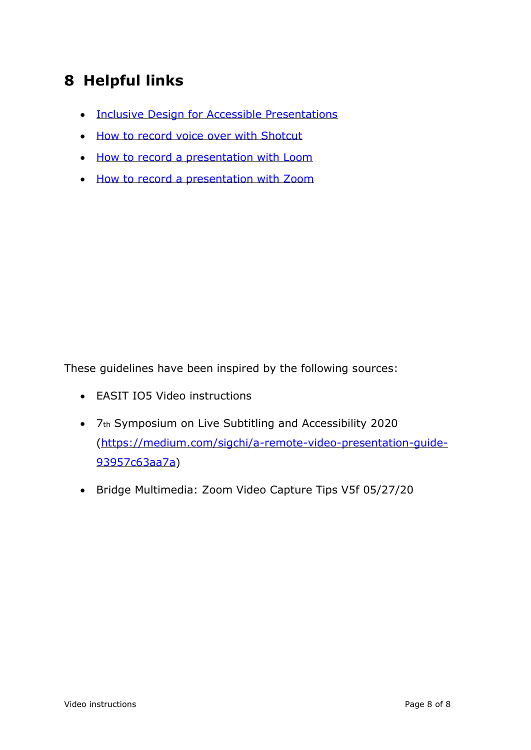## 8 Helpful links

- Inclusive Design for Accessible Presentations
- How to record voice over with Shotcut
- How to record a presentation with Loom
- How to record a presentation with Zoom

These guidelines have been inspired by the following sources:

- EASIT IO5 Video instructions
- 7th Symposium on Live Subtitling and Accessibility 2020 (https://medium.com/sigchi/a-remote-video-presentation-guide-93957c63aa7a)
- Bridge Multimedia: Zoom Video Capture Tips V5f 05/27/20